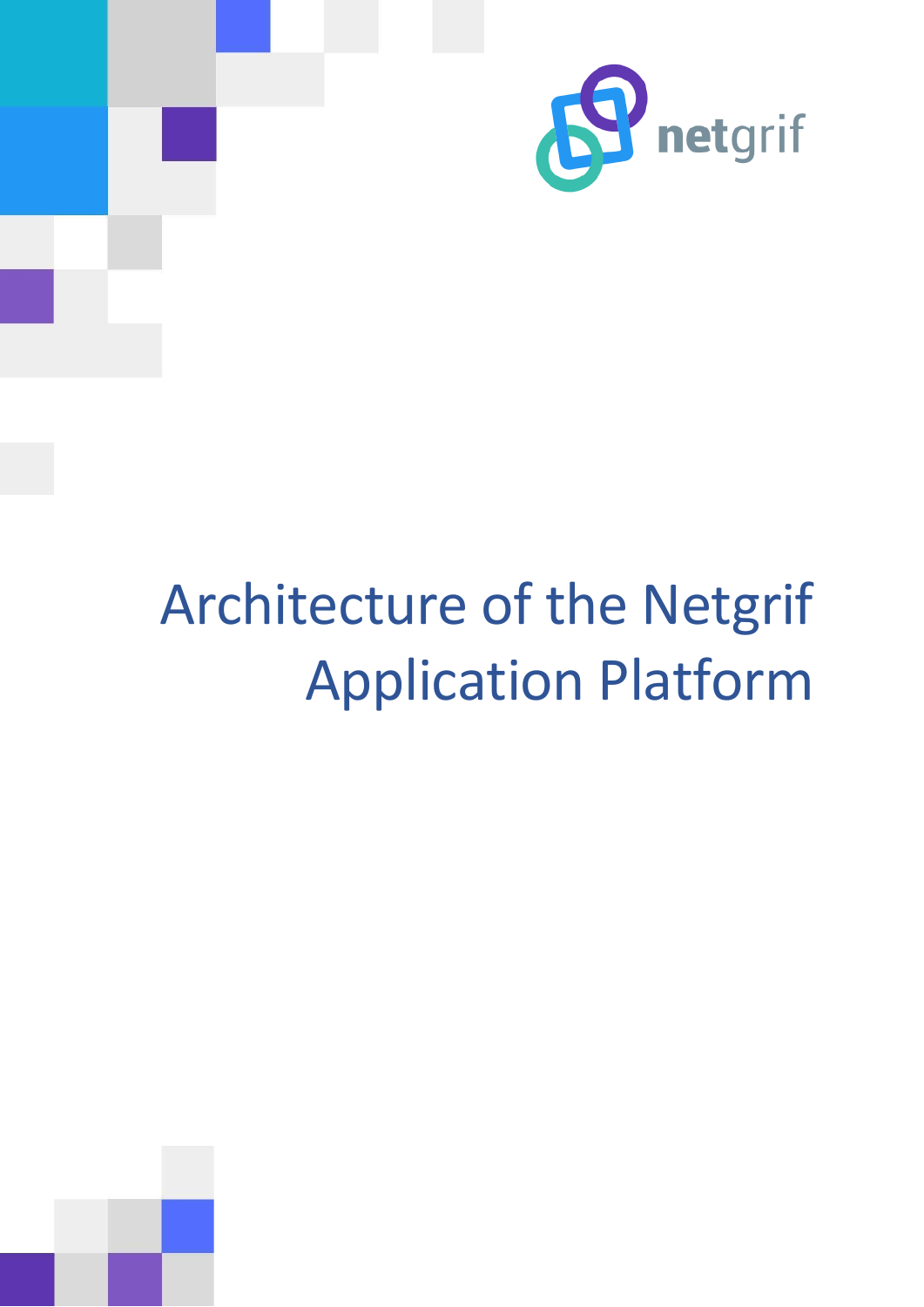netgrif

# Architecture of the Netgrif Application Platform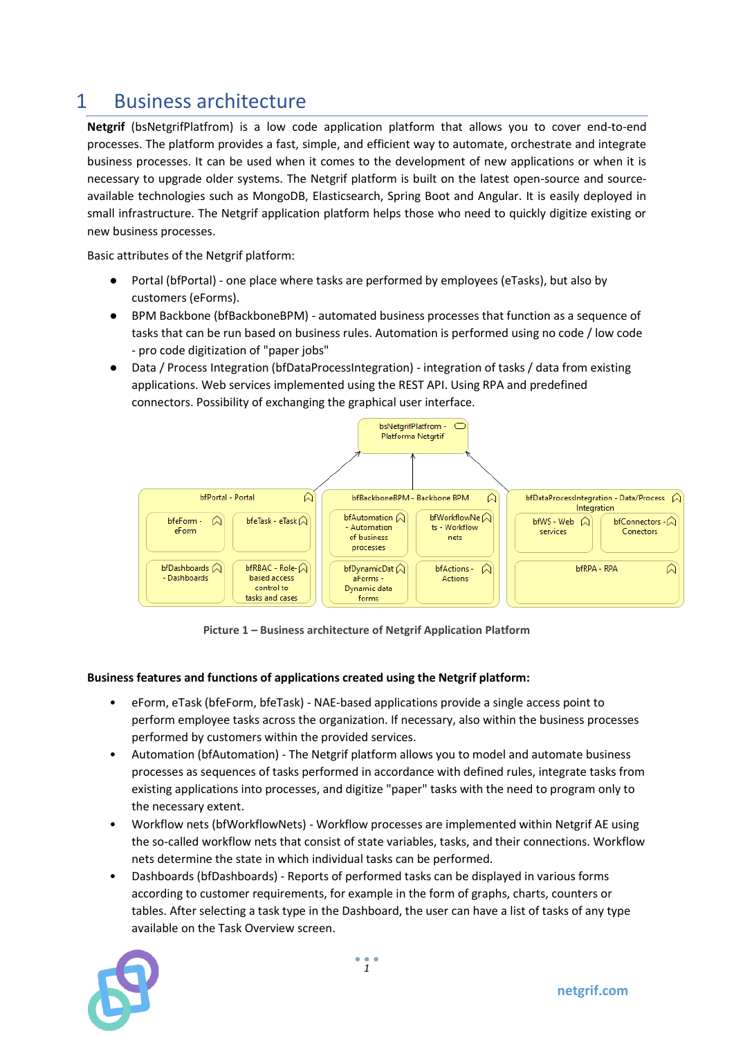# 1 Business architecture

**Netgrif** (bsNetgrifPlatfrom) is a low code application platform that allows you to cover end-to-end processes. The platform provides a fast, simple, and efficient way to automate, orchestrate and integrate business processes. It can be used when it comes to the development of new applications or when it is necessary to upgrade older systems. The Netgrif platform is built on the latest open-source and source-available technologies such as MongoDB, Elasticsearch, Spring Boot and Angular. It is easily deployed in small infrastructure. The Netgrif application platform helps those who need to quickly digitize existing or new business processes.

Basic attributes of the Netgrif platform:

- Portal (bfPortal) - one place where tasks are performed by employees (eTasks), but also by customers (eForms).
- BPM Backbone (bfBackboneBPM) - automated business processes that function as a sequence of tasks that can be run based on business rules. Automation is performed using no code / low code - pro code digitization of "paper jobs"
- Data / Process Integration (bfDataProcessIntegration) - integration of tasks / data from existing applications. Web services implemented using the REST API. Using RPA and predefined connectors. Possibility of exchanging the graphical user interface.

bsNetgrifPlatfrom - Platforma Netgrtif

bfPortal - Portal: bfeForm - eForm; bfeTask - eTask; bfDashboards - Dashboards; bfRBAC - Role-based access control to tasks and cases

bfBackboneBPM - Backbone BPM: bfAutomation - Automation of business processes; bfWorkflowNets - Workflow nets; bfDynamicDataForms - Dynamic data forms; bfActions - Actions

bfDataProcessIntegration - Data/Process Integration: bfWS - Web services; bfConnectors - Conectors; bfRPA - RPA

Picture 1 – Business architecture of Netgrif Application Platform

**Business features and functions of applications created using the Netgrif platform:**

- eForm, eTask (bfeForm, bfeTask) - NAE-based applications provide a single access point to perform employee tasks across the organization. If necessary, also within the business processes performed by customers within the provided services.
- Automation (bfAutomation) - The Netgrif platform allows you to model and automate business processes as sequences of tasks performed in accordance with defined rules, integrate tasks from existing applications into processes, and digitize "paper" tasks with the need to program only to the necessary extent.
- Workflow nets (bfWorkflowNets) - Workflow processes are implemented within Netgrif AE using the so-called workflow nets that consist of state variables, tasks, and their connections. Workflow nets determine the state in which individual tasks can be performed.
- Dashboards (bfDashboards) - Reports of performed tasks can be displayed in various forms according to customer requirements, for example in the form of graphs, charts, counters or tables. After selecting a task type in the Dashboard, the user can have a list of tasks of any type available on the Task Overview screen.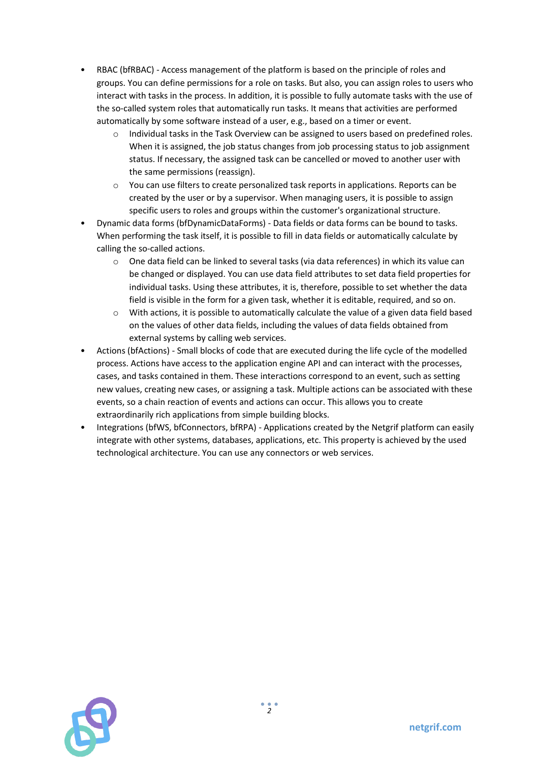- RBAC (bfRBAC) - Access management of the platform is based on the principle of roles and groups. You can define permissions for a role on tasks. But also, you can assign roles to users who interact with tasks in the process. In addition, it is possible to fully automate tasks with the use of the so-called system roles that automatically run tasks. It means that activities are performed automatically by some software instead of a user, e.g., based on a timer or event.
  - Individual tasks in the Task Overview can be assigned to users based on predefined roles. When it is assigned, the job status changes from job processing status to job assignment status. If necessary, the assigned task can be cancelled or moved to another user with the same permissions (reassign).
  - You can use filters to create personalized task reports in applications. Reports can be created by the user or by a supervisor. When managing users, it is possible to assign specific users to roles and groups within the customer's organizational structure.
- Dynamic data forms (bfDynamicDataForms) - Data fields or data forms can be bound to tasks. When performing the task itself, it is possible to fill in data fields or automatically calculate by calling the so-called actions.
  - One data field can be linked to several tasks (via data references) in which its value can be changed or displayed. You can use data field attributes to set data field properties for individual tasks. Using these attributes, it is, therefore, possible to set whether the data field is visible in the form for a given task, whether it is editable, required, and so on.
  - With actions, it is possible to automatically calculate the value of a given data field based on the values of other data fields, including the values of data fields obtained from external systems by calling web services.
- Actions (bfActions) - Small blocks of code that are executed during the life cycle of the modelled process. Actions have access to the application engine API and can interact with the processes, cases, and tasks contained in them. These interactions correspond to an event, such as setting new values, creating new cases, or assigning a task. Multiple actions can be associated with these events, so a chain reaction of events and actions can occur. This allows you to create extraordinarily rich applications from simple building blocks.
- Integrations (bfWS, bfConnectors, bfRPA) - Applications created by the Netgrif platform can easily integrate with other systems, databases, applications, etc. This property is achieved by the used technological architecture. You can use any connectors or web services.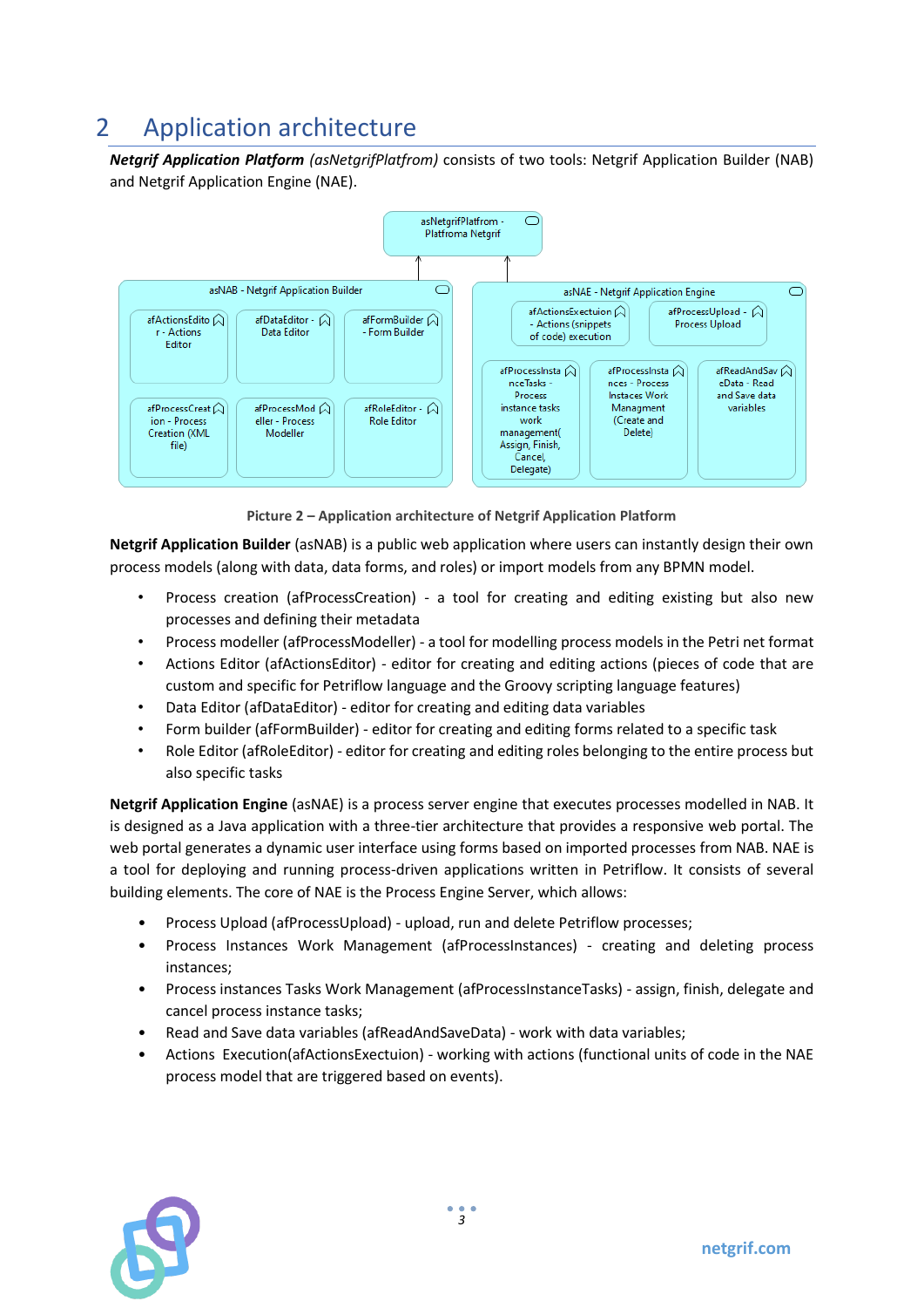# 2 Application architecture

***Netgrif Application Platform** (asNetgrifPlatfrom)* consists of two tools: Netgrif Application Builder (NAB) and Netgrif Application Engine (NAE).

Picture 2 – Application architecture of Netgrif Application Platform

**Netgrif Application Builder** (asNAB) is a public web application where users can instantly design their own process models (along with data, data forms, and roles) or import models from any BPMN model.

- Process creation (afProcessCreation) - a tool for creating and editing existing but also new processes and defining their metadata
- Process modeller (afProcessModeller) - a tool for modelling process models in the Petri net format
- Actions Editor (afActionsEditor) - editor for creating and editing actions (pieces of code that are custom and specific for Petriflow language and the Groovy scripting language features)
- Data Editor (afDataEditor) - editor for creating and editing data variables
- Form builder (afFormBuilder) - editor for creating and editing forms related to a specific task
- Role Editor (afRoleEditor) - editor for creating and editing roles belonging to the entire process but also specific tasks

**Netgrif Application Engine** (asNAE) is a process server engine that executes processes modelled in NAB. It is designed as a Java application with a three-tier architecture that provides a responsive web portal. The web portal generates a dynamic user interface using forms based on imported processes from NAB. NAE is a tool for deploying and running process-driven applications written in Petriflow. It consists of several building elements. The core of NAE is the Process Engine Server, which allows:

- Process Upload (afProcessUpload) - upload, run and delete Petriflow processes;
- Process Instances Work Management (afProcessInstances) - creating and deleting process instances;
- Process instances Tasks Work Management (afProcessInstanceTasks) - assign, finish, delegate and cancel process instance tasks;
- Read and Save data variables (afReadAndSaveData) - work with data variables;
- Actions Execution(afActionsExectuion) - working with actions (functional units of code in the NAE process model that are triggered based on events).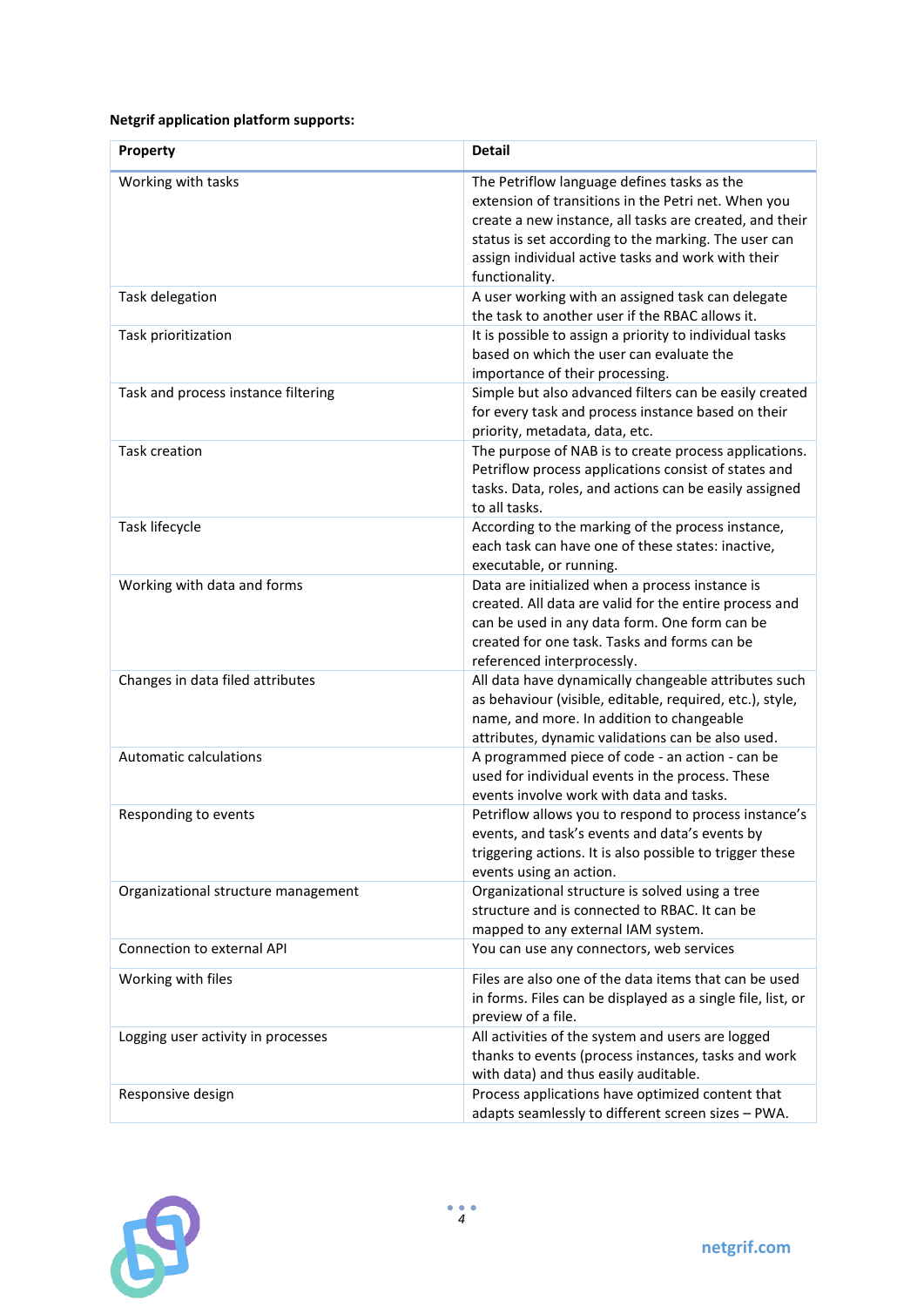**Netgrif application platform supports:**

| Property | Detail |
|---|---|
| Working with tasks | The Petriflow language defines tasks as the extension of transitions in the Petri net. When you create a new instance, all tasks are created, and their status is set according to the marking. The user can assign individual active tasks and work with their functionality. |
| Task delegation | A user working with an assigned task can delegate the task to another user if the RBAC allows it. |
| Task prioritization | It is possible to assign a priority to individual tasks based on which the user can evaluate the importance of their processing. |
| Task and process instance filtering | Simple but also advanced filters can be easily created for every task and process instance based on their priority, metadata, data, etc. |
| Task creation | The purpose of NAB is to create process applications. Petriflow process applications consist of states and tasks. Data, roles, and actions can be easily assigned to all tasks. |
| Task lifecycle | According to the marking of the process instance, each task can have one of these states: inactive, executable, or running. |
| Working with data and forms | Data are initialized when a process instance is created. All data are valid for the entire process and can be used in any data form. One form can be created for one task. Tasks and forms can be referenced interprocessly. |
| Changes in data filed attributes | All data have dynamically changeable attributes such as behaviour (visible, editable, required, etc.), style, name, and more. In addition to changeable attributes, dynamic validations can be also used. |
| Automatic calculations | A programmed piece of code - an action - can be used for individual events in the process. These events involve work with data and tasks. |
| Responding to events | Petriflow allows you to respond to process instance's events, and task's events and data's events by triggering actions. It is also possible to trigger these events using an action. |
| Organizational structure management | Organizational structure is solved using a tree structure and is connected to RBAC. It can be mapped to any external IAM system. |
| Connection to external API | You can use any connectors, web services |
| Working with files | Files are also one of the data items that can be used in forms. Files can be displayed as a single file, list, or preview of a file. |
| Logging user activity in processes | All activities of the system and users are logged thanks to events (process instances, tasks and work with data) and thus easily auditable. |
| Responsive design | Process applications have optimized content that adapts seamlessly to different screen sizes – PWA. |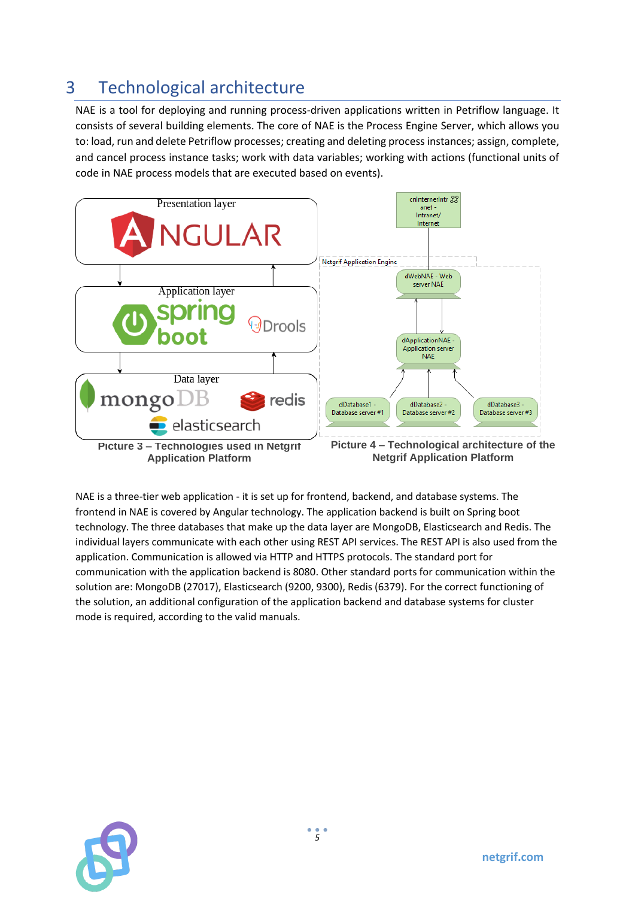# 3 Technological architecture

NAE is a tool for deploying and running process-driven applications written in Petriflow language. It consists of several building elements. The core of NAE is the Process Engine Server, which allows you to: load, run and delete Petriflow processes; creating and deleting process instances; assign, complete, and cancel process instance tasks; work with data variables; working with actions (functional units of code in NAE process models that are executed based on events).

Picture 3 – Technologies used in Netgrif Application Platform

Picture 4 – Technological architecture of the Netgrif Application Platform

NAE is a three-tier web application - it is set up for frontend, backend, and database systems. The frontend in NAE is covered by Angular technology. The application backend is built on Spring boot technology. The three databases that make up the data layer are MongoDB, Elasticsearch and Redis. The individual layers communicate with each other using REST API services. The REST API is also used from the application. Communication is allowed via HTTP and HTTPS protocols. The standard port for communication with the application backend is 8080. Other standard ports for communication within the solution are: MongoDB (27017), Elasticsearch (9200, 9300), Redis (6379). For the correct functioning of the solution, an additional configuration of the application backend and database systems for cluster mode is required, according to the valid manuals.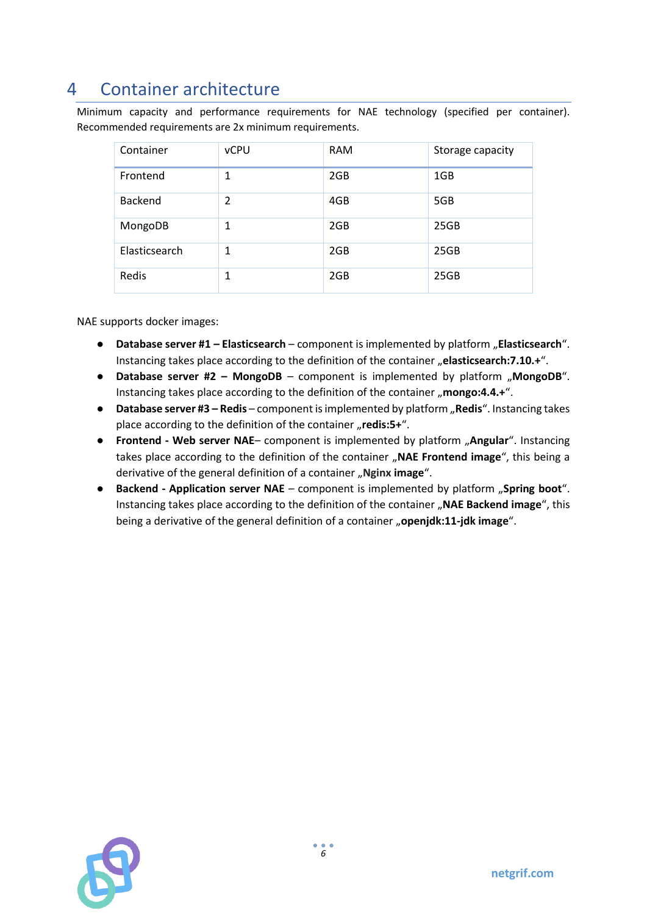# 4 Container architecture

Minimum capacity and performance requirements for NAE technology (specified per container). Recommended requirements are 2x minimum requirements.

| Container | vCPU | RAM | Storage capacity |
| --- | --- | --- | --- |
| Frontend | 1 | 2GB | 1GB |
| Backend | 2 | 4GB | 5GB |
| MongoDB | 1 | 2GB | 25GB |
| Elasticsearch | 1 | 2GB | 25GB |
| Redis | 1 | 2GB | 25GB |

NAE supports docker images:

- **Database server #1 – Elasticsearch** – component is implemented by platform „**Elasticsearch**“. Instancing takes place according to the definition of the container „**elasticsearch:7.10.+**“.
- **Database server #2 – MongoDB** – component is implemented by platform „**MongoDB**“. Instancing takes place according to the definition of the container „**mongo:4.4.+**“.
- **Database server #3 – Redis** – component is implemented by platform „**Redis**“. Instancing takes place according to the definition of the container „**redis:5+**“.
- **Frontend - Web server NAE**– component is implemented by platform „**Angular**“. Instancing takes place according to the definition of the container „**NAE Frontend image**“, this being a derivative of the general definition of a container „**Nginx image**“.
- **Backend - Application server NAE** – component is implemented by platform „**Spring boot**“. Instancing takes place according to the definition of the container „**NAE Backend image**“, this being a derivative of the general definition of a container „**openjdk:11-jdk image**“.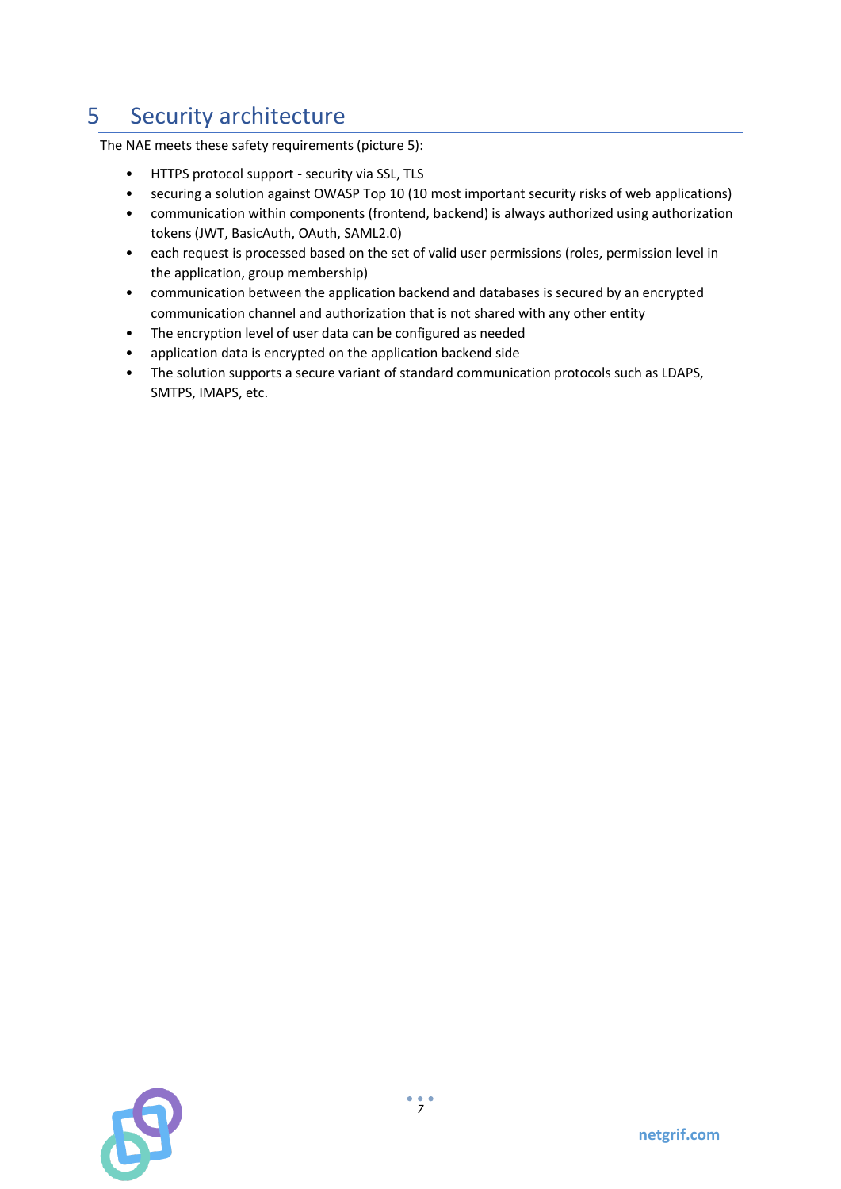# 5 Security architecture

The NAE meets these safety requirements (picture 5):

- HTTPS protocol support - security via SSL, TLS
- securing a solution against OWASP Top 10 (10 most important security risks of web applications)
- communication within components (frontend, backend) is always authorized using authorization tokens (JWT, BasicAuth, OAuth, SAML2.0)
- each request is processed based on the set of valid user permissions (roles, permission level in the application, group membership)
- communication between the application backend and databases is secured by an encrypted communication channel and authorization that is not shared with any other entity
- The encryption level of user data can be configured as needed
- application data is encrypted on the application backend side
- The solution supports a secure variant of standard communication protocols such as LDAPS, SMTPS, IMAPS, etc.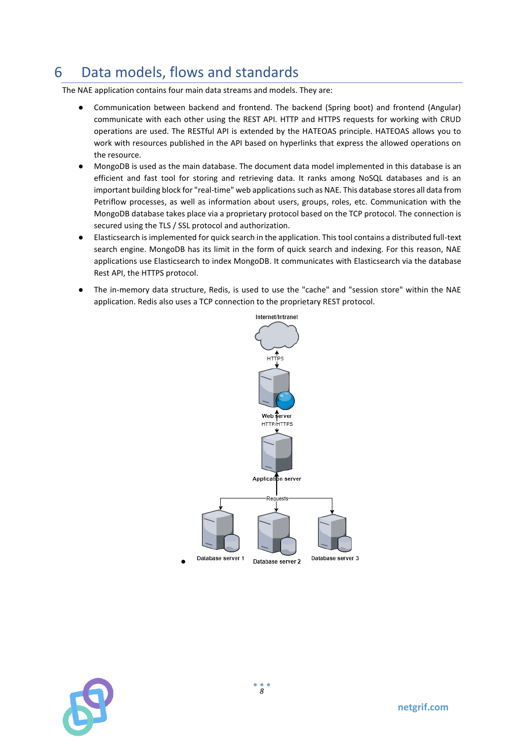# 6 Data models, flows and standards

The NAE application contains four main data streams and models. They are:

- Communication between backend and frontend. The backend (Spring boot) and frontend (Angular) communicate with each other using the REST API. HTTP and HTTPS requests for working with CRUD operations are used. The RESTful API is extended by the HATEOAS principle. HATEOAS allows you to work with resources published in the API based on hyperlinks that express the allowed operations on the resource.
- MongoDB is used as the main database. The document data model implemented in this database is an efficient and fast tool for storing and retrieving data. It ranks among NoSQL databases and is an important building block for "real-time" web applications such as NAE. This database stores all data from Petriflow processes, as well as information about users, groups, roles, etc. Communication with the MongoDB database takes place via a proprietary protocol based on the TCP protocol. The connection is secured using the TLS / SSL protocol and authorization.
- Elasticsearch is implemented for quick search in the application. This tool contains a distributed full-text search engine. MongoDB has its limit in the form of quick search and indexing. For this reason, NAE applications use Elasticsearch to index MongoDB. It communicates with Elasticsearch via the database Rest API, the HTTPS protocol.
- The in-memory data structure, Redis, is used to use the "cache" and "session store" within the NAE application. Redis also uses a TCP connection to the proprietary REST protocol.

Internet/Intranet

HTTPS

Web server

HTTP/HTTPS

Application server

Requests

Database server 1 Database server 2 Database server 3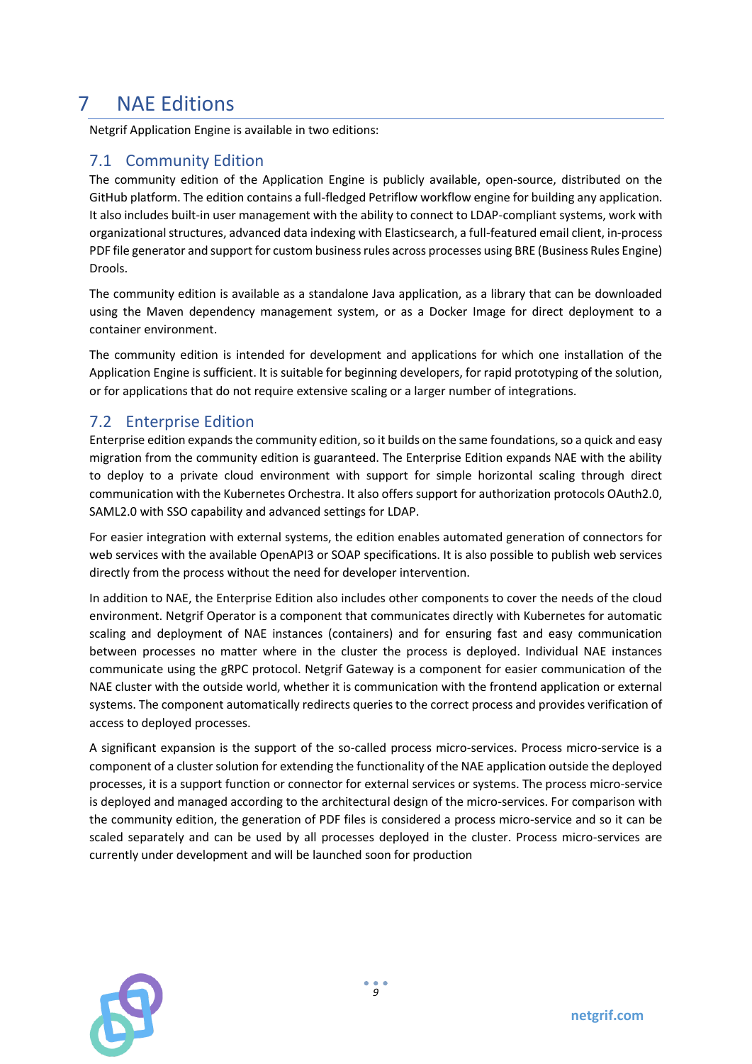# 7 NAE Editions

Netgrif Application Engine is available in two editions:

## 7.1 Community Edition

The community edition of the Application Engine is publicly available, open-source, distributed on the GitHub platform. The edition contains a full-fledged Petriflow workflow engine for building any application. It also includes built-in user management with the ability to connect to LDAP-compliant systems, work with organizational structures, advanced data indexing with Elasticsearch, a full-featured email client, in-process PDF file generator and support for custom business rules across processes using BRE (Business Rules Engine) Drools.

The community edition is available as a standalone Java application, as a library that can be downloaded using the Maven dependency management system, or as a Docker Image for direct deployment to a container environment.

The community edition is intended for development and applications for which one installation of the Application Engine is sufficient. It is suitable for beginning developers, for rapid prototyping of the solution, or for applications that do not require extensive scaling or a larger number of integrations.

## 7.2 Enterprise Edition

Enterprise edition expands the community edition, so it builds on the same foundations, so a quick and easy migration from the community edition is guaranteed. The Enterprise Edition expands NAE with the ability to deploy to a private cloud environment with support for simple horizontal scaling through direct communication with the Kubernetes Orchestra. It also offers support for authorization protocols OAuth2.0, SAML2.0 with SSO capability and advanced settings for LDAP.

For easier integration with external systems, the edition enables automated generation of connectors for web services with the available OpenAPI3 or SOAP specifications. It is also possible to publish web services directly from the process without the need for developer intervention.

In addition to NAE, the Enterprise Edition also includes other components to cover the needs of the cloud environment. Netgrif Operator is a component that communicates directly with Kubernetes for automatic scaling and deployment of NAE instances (containers) and for ensuring fast and easy communication between processes no matter where in the cluster the process is deployed. Individual NAE instances communicate using the gRPC protocol. Netgrif Gateway is a component for easier communication of the NAE cluster with the outside world, whether it is communication with the frontend application or external systems. The component automatically redirects queries to the correct process and provides verification of access to deployed processes.

A significant expansion is the support of the so-called process micro-services. Process micro-service is a component of a cluster solution for extending the functionality of the NAE application outside the deployed processes, it is a support function or connector for external services or systems. The process micro-service is deployed and managed according to the architectural design of the micro-services. For comparison with the community edition, the generation of PDF files is considered a process micro-service and so it can be scaled separately and can be used by all processes deployed in the cluster. Process micro-services are currently under development and will be launched soon for production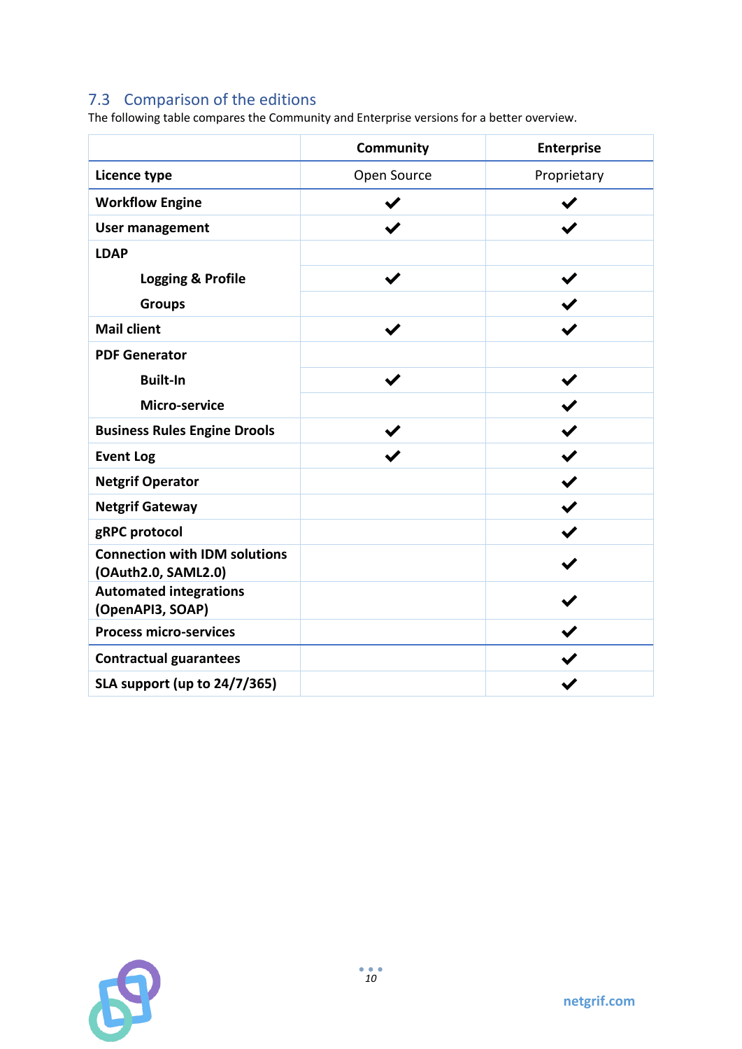## 7.3 Comparison of the editions

The following table compares the Community and Enterprise versions for a better overview.

| | Community | Enterprise |
|---|---|---|
| **Licence type** | Open Source | Proprietary |
| **Workflow Engine** | ✔ | ✔ |
| **User management** | ✔ | ✔ |
| **LDAP** | | |
| **Logging & Profile** | ✔ | ✔ |
| **Groups** | | ✔ |
| **Mail client** | ✔ | ✔ |
| **PDF Generator** | | |
| **Built-In** | ✔ | ✔ |
| **Micro-service** | | ✔ |
| **Business Rules Engine Drools** | ✔ | ✔ |
| **Event Log** | ✔ | ✔ |
| **Netgrif Operator** | | ✔ |
| **Netgrif Gateway** | | ✔ |
| **gRPC protocol** | | ✔ |
| **Connection with IDM solutions (OAuth2.0, SAML2.0)** | | ✔ |
| **Automated integrations (OpenAPI3, SOAP)** | | ✔ |
| **Process micro-services** | | ✔ |
| **Contractual guarantees** | | ✔ |
| **SLA support (up to 24/7/365)** | | ✔ |

netgrif.com